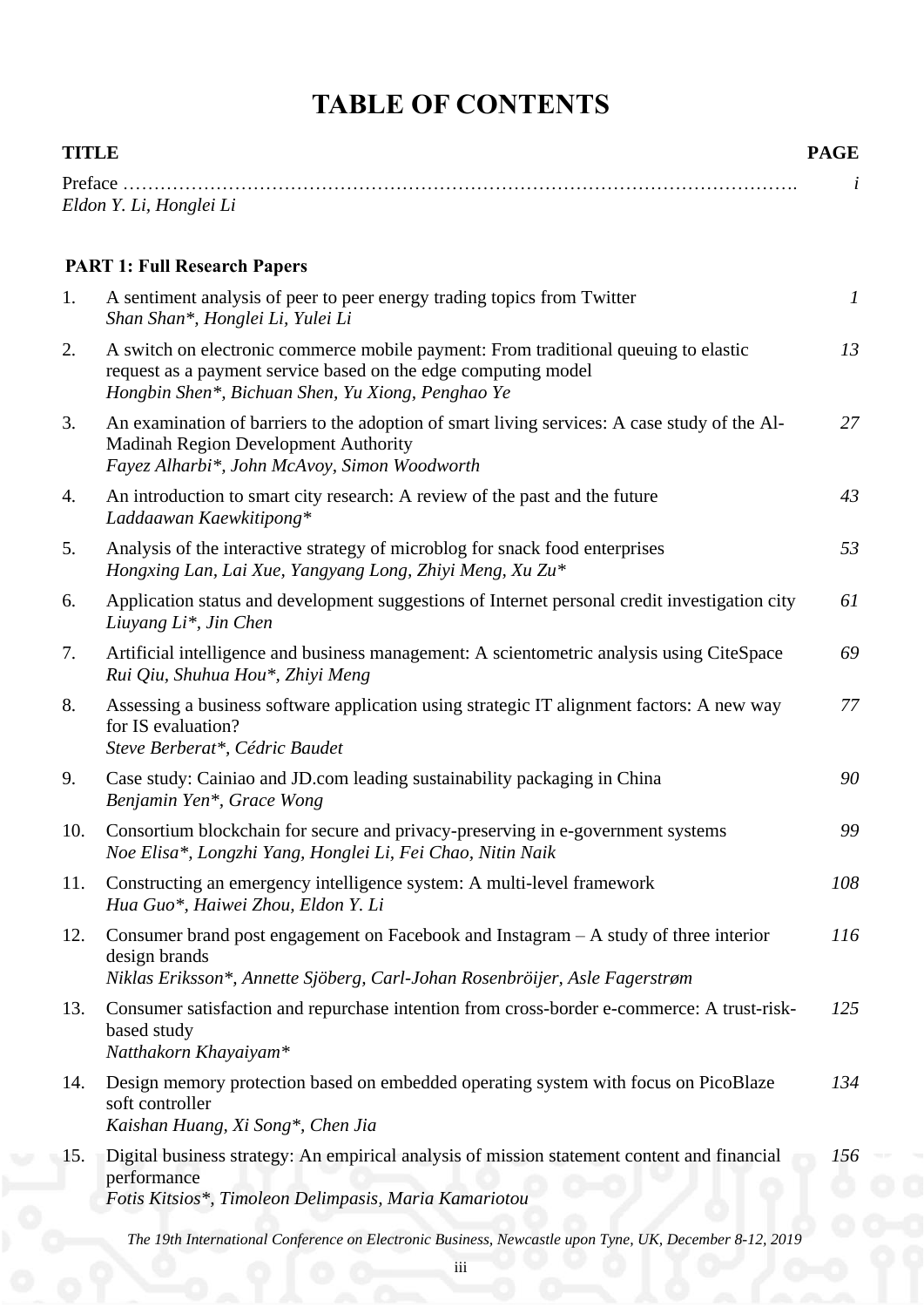# TABLE OF CONTENTS

| TITLE | PAGE |
| --- | --- |
| Preface …………………………………………………………………………………………….<br>*Eldon Y. Li, Honglei Li* | *i* |

**PART 1: Full Research Papers**

| | | |
| --- | --- | --- |
| 1. | A sentiment analysis of peer to peer energy trading topics from Twitter<br>*Shan Shan*, Honglei Li, Yulei Li* | *1* |
| 2. | A switch on electronic commerce mobile payment: From traditional queuing to elastic request as a payment service based on the edge computing model<br>*Hongbin Shen*, Bichuan Shen, Yu Xiong, Penghao Ye* | *13* |
| 3. | An examination of barriers to the adoption of smart living services: A case study of the Al-Madinah Region Development Authority<br>*Fayez Alharbi*, John McAvoy, Simon Woodworth* | *27* |
| 4. | An introduction to smart city research: A review of the past and the future<br>*Laddaawan Kaewkitipong** | *43* |
| 5. | Analysis of the interactive strategy of microblog for snack food enterprises<br>*Hongxing Lan, Lai Xue, Yangyang Long, Zhiyi Meng, Xu Zu** | *53* |
| 6. | Application status and development suggestions of Internet personal credit investigation city<br>*Liuyang Li*, Jin Chen* | *61* |
| 7. | Artificial intelligence and business management: A scientometric analysis using CiteSpace<br>*Rui Qiu, Shuhua Hou*, Zhiyi Meng* | *69* |
| 8. | Assessing a business software application using strategic IT alignment factors: A new way for IS evaluation?<br>*Steve Berberat*, Cédric Baudet* | *77* |
| 9. | Case study: Cainiao and JD.com leading sustainability packaging in China<br>*Benjamin Yen*, Grace Wong* | *90* |
| 10. | Consortium blockchain for secure and privacy-preserving in e-government systems<br>*Noe Elisa*, Longzhi Yang, Honglei Li, Fei Chao, Nitin Naik* | *99* |
| 11. | Constructing an emergency intelligence system: A multi-level framework<br>*Hua Guo*, Haiwei Zhou, Eldon Y. Li* | *108* |
| 12. | Consumer brand post engagement on Facebook and Instagram – A study of three interior design brands<br>*Niklas Eriksson*, Annette Sjöberg, Carl-Johan Rosenbröijer, Asle Fagerstrøm* | *116* |
| 13. | Consumer satisfaction and repurchase intention from cross-border e-commerce: A trust-risk-based study<br>*Natthakorn Khayaiyam** | *125* |
| 14. | Design memory protection based on embedded operating system with focus on PicoBlaze soft controller<br>*Kaishan Huang, Xi Song*, Chen Jia* | *134* |
| 15. | Digital business strategy: An empirical analysis of mission statement content and financial performance<br>*Fotis Kitsios*, Timoleon Delimpasis, Maria Kamariotou* | *156* |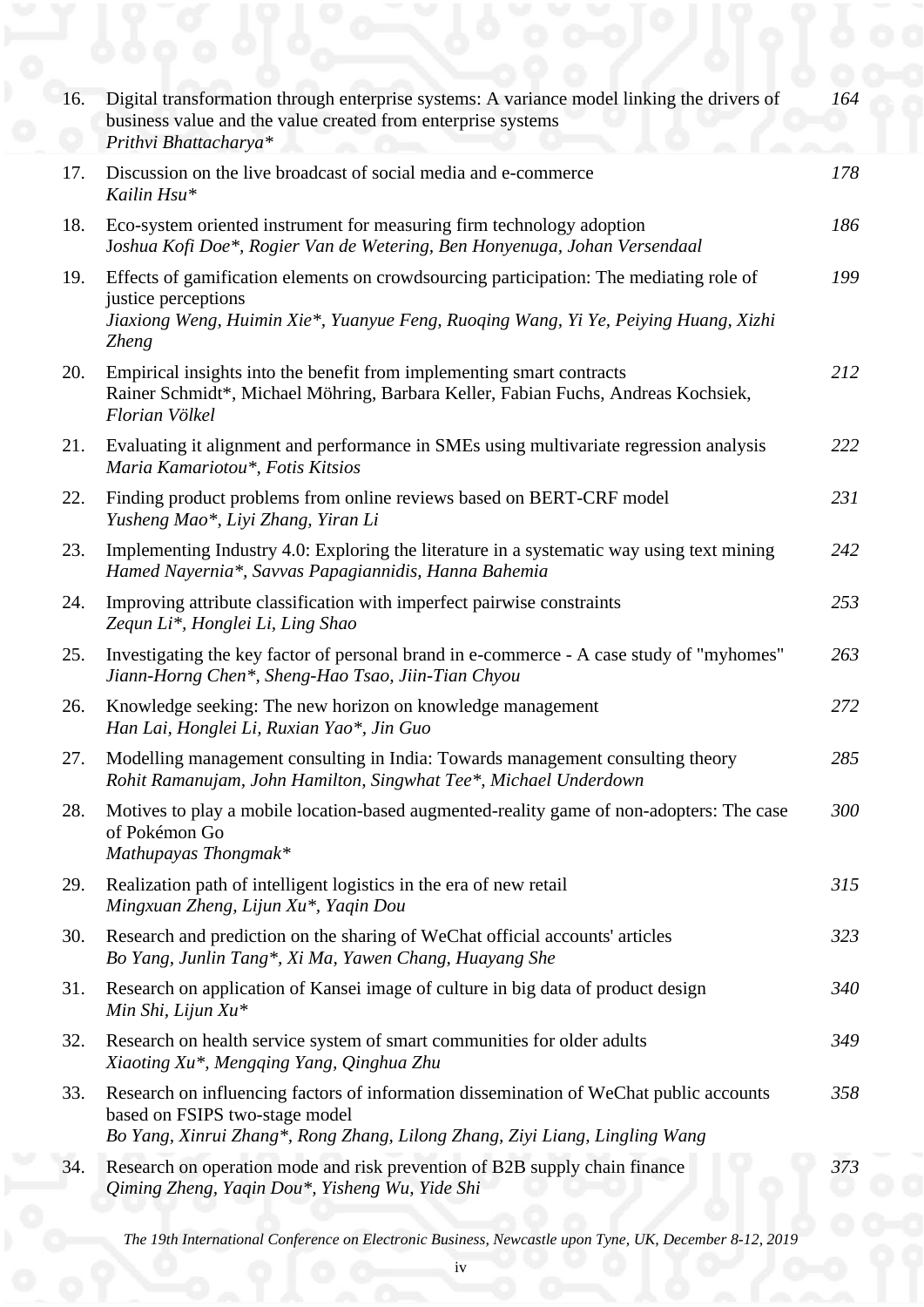16. Digital transformation through enterprise systems: A variance model linking the drivers of business value and the value created from enterprise systems — *164*
    *Prithvi Bhattacharya**
17. Discussion on the live broadcast of social media and e-commerce — *178*
    *Kailin Hsu**
18. Eco-system oriented instrument for measuring firm technology adoption — *186*
    *Joshua Kofi Doe*, Rogier Van de Wetering, Ben Honyenuga, Johan Versendaal*
19. Effects of gamification elements on crowdsourcing participation: The mediating role of justice perceptions — *199*
    *Jiaxiong Weng, Huimin Xie*, Yuanyue Feng, Ruoqing Wang, Yi Ye, Peiying Huang, Xizhi Zheng*
20. Empirical insights into the benefit from implementing smart contracts — *212*
    Rainer Schmidt*, Michael Möhring, Barbara Keller, Fabian Fuchs, Andreas Kochsiek, *Florian Völkel*
21. Evaluating it alignment and performance in SMEs using multivariate regression analysis — *222*
    *Maria Kamariotou*, Fotis Kitsios*
22. Finding product problems from online reviews based on BERT-CRF model — *231*
    *Yusheng Mao*, Liyi Zhang, Yiran Li*
23. Implementing Industry 4.0: Exploring the literature in a systematic way using text mining — *242*
    *Hamed Nayernia*, Savvas Papagiannidis, Hanna Bahemia*
24. Improving attribute classification with imperfect pairwise constraints — *253*
    *Zequn Li*, Honglei Li, Ling Shao*
25. Investigating the key factor of personal brand in e-commerce - A case study of "myhomes" — *263*
    *Jiann-Horng Chen*, Sheng-Hao Tsao, Jiin-Tian Chyou*
26. Knowledge seeking: The new horizon on knowledge management — *272*
    *Han Lai, Honglei Li, Ruxian Yao*, Jin Guo*
27. Modelling management consulting in India: Towards management consulting theory — *285*
    *Rohit Ramanujam, John Hamilton, Singwhat Tee*, Michael Underdown*
28. Motives to play a mobile location-based augmented-reality game of non-adopters: The case of Pokémon Go — *300*
    *Mathupayas Thongmak**
29. Realization path of intelligent logistics in the era of new retail — *315*
    *Mingxuan Zheng, Lijun Xu*, Yaqin Dou*
30. Research and prediction on the sharing of WeChat official accounts' articles — *323*
    *Bo Yang, Junlin Tang*, Xi Ma, Yawen Chang, Huayang She*
31. Research on application of Kansei image of culture in big data of product design — *340*
    *Min Shi, Lijun Xu**
32. Research on health service system of smart communities for older adults — *349*
    *Xiaoting Xu*, Mengqing Yang, Qinghua Zhu*
33. Research on influencing factors of information dissemination of WeChat public accounts based on FSIPS two-stage model — *358*
    *Bo Yang, Xinrui Zhang*, Rong Zhang, Lilong Zhang, Ziyi Liang, Lingling Wang*
34. Research on operation mode and risk prevention of B2B supply chain finance — *373*
    *Qiming Zheng, Yaqin Dou*, Yisheng Wu, Yide Shi*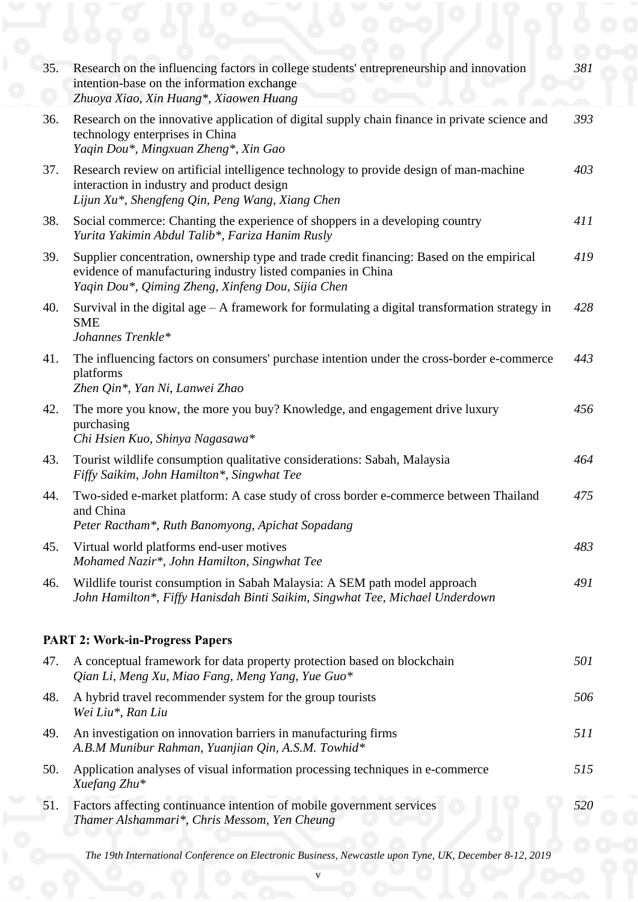35. Research on the influencing factors in college students' entrepreneurship and innovation intention-base on the information exchange *381*
*Zhuoya Xiao, Xin Huang*, Xiaowen Huang*

36. Research on the innovative application of digital supply chain finance in private science and technology enterprises in China *393*
*Yaqin Dou*, Mingxuan Zheng*, Xin Gao*

37. Research review on artificial intelligence technology to provide design of man-machine interaction in industry and product design *403*
*Lijun Xu*, Shengfeng Qin, Peng Wang, Xiang Chen*

38. Social commerce: Chanting the experience of shoppers in a developing country *411*
*Yurita Yakimin Abdul Talib*, Fariza Hanim Rusly*

39. Supplier concentration, ownership type and trade credit financing: Based on the empirical evidence of manufacturing industry listed companies in China *419*
*Yaqin Dou*, Qiming Zheng, Xinfeng Dou, Sijia Chen*

40. Survival in the digital age – A framework for formulating a digital transformation strategy in SME *428*
*Johannes Trenkle**

41. The influencing factors on consumers' purchase intention under the cross-border e-commerce platforms *443*
*Zhen Qin*, Yan Ni, Lanwei Zhao*

42. The more you know, the more you buy? Knowledge, and engagement drive luxury purchasing *456*
*Chi Hsien Kuo, Shinya Nagasawa**

43. Tourist wildlife consumption qualitative considerations: Sabah, Malaysia *464*
*Fiffy Saikim, John Hamilton*, Singwhat Tee*

44. Two-sided e-market platform: A case study of cross border e-commerce between Thailand and China *475*
*Peter Ractham*, Ruth Banomyong, Apichat Sopadang*

45. Virtual world platforms end-user motives *483*
*Mohamed Nazir*, John Hamilton, Singwhat Tee*

46. Wildlife tourist consumption in Sabah Malaysia: A SEM path model approach *491*
*John Hamilton*, Fiffy Hanisdah Binti Saikim, Singwhat Tee, Michael Underdown*

**PART 2: Work-in-Progress Papers**

47. A conceptual framework for data property protection based on blockchain *501*
*Qian Li, Meng Xu, Miao Fang, Meng Yang, Yue Guo**

48. A hybrid travel recommender system for the group tourists *506*
*Wei Liu*, Ran Liu*

49. An investigation on innovation barriers in manufacturing firms *511*
*A.B.M Munibur Rahman, Yuanjian Qin, A.S.M. Towhid**

50. Application analyses of visual information processing techniques in e-commerce *515*
*Xuefang Zhu**

51. Factors affecting continuance intention of mobile government services *520*
*Thamer Alshammari*, Chris Messom, Yen Cheung*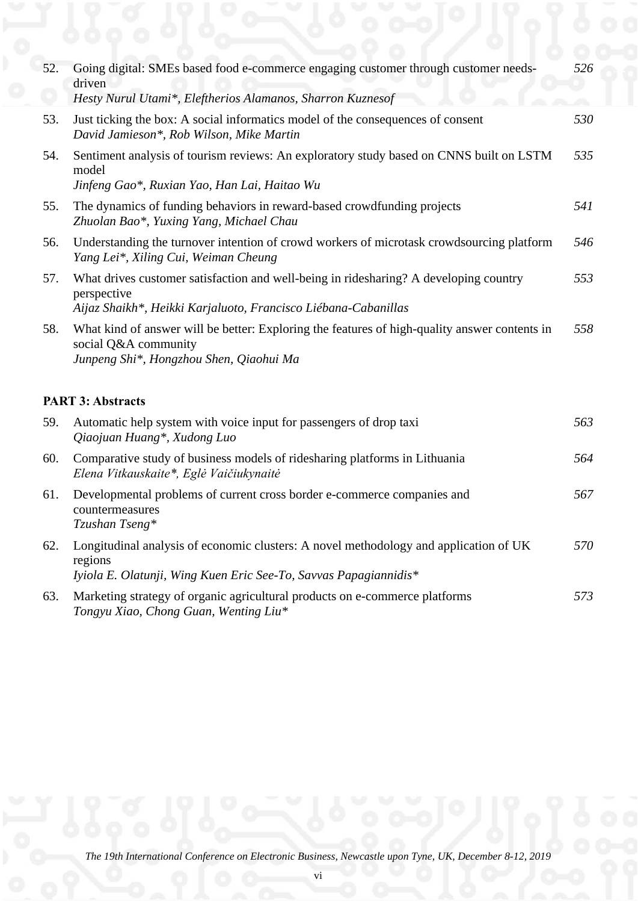52. Going digital: SMEs based food e-commerce engaging customer through customer needs-driven *526*
*Hesty Nurul Utami*, Eleftherios Alamanos, Sharron Kuznesof*

53. Just ticking the box: A social informatics model of the consequences of consent *530*
*David Jamieson*, Rob Wilson, Mike Martin*

54. Sentiment analysis of tourism reviews: An exploratory study based on CNNS built on LSTM model *535*
*Jinfeng Gao*, Ruxian Yao, Han Lai, Haitao Wu*

55. The dynamics of funding behaviors in reward-based crowdfunding projects *541*
*Zhuolan Bao*, Yuxing Yang, Michael Chau*

56. Understanding the turnover intention of crowd workers of microtask crowdsourcing platform *546*
*Yang Lei*, Xiling Cui, Weiman Cheung*

57. What drives customer satisfaction and well-being in ridesharing? A developing country perspective *553*
*Aijaz Shaikh*, Heikki Karjaluoto, Francisco Liébana-Cabanillas*

58. What kind of answer will be better: Exploring the features of high-quality answer contents in social Q&A community *558*
*Junpeng Shi*, Hongzhou Shen, Qiaohui Ma*

**PART 3: Abstracts**

59. Automatic help system with voice input for passengers of drop taxi *563*
*Qiaojuan Huang*, Xudong Luo*

60. Comparative study of business models of ridesharing platforms in Lithuania *564*
*Elena Vitkauskaite*, Eglė Vaičiukynaitė*

61. Developmental problems of current cross border e-commerce companies and countermeasures *567*
*Tzushan Tseng**

62. Longitudinal analysis of economic clusters: A novel methodology and application of UK regions *570*
*Iyiola E. Olatunji, Wing Kuen Eric See-To, Savvas Papagiannidis**

63. Marketing strategy of organic agricultural products on e-commerce platforms *573*
*Tongyu Xiao, Chong Guan, Wenting Liu**